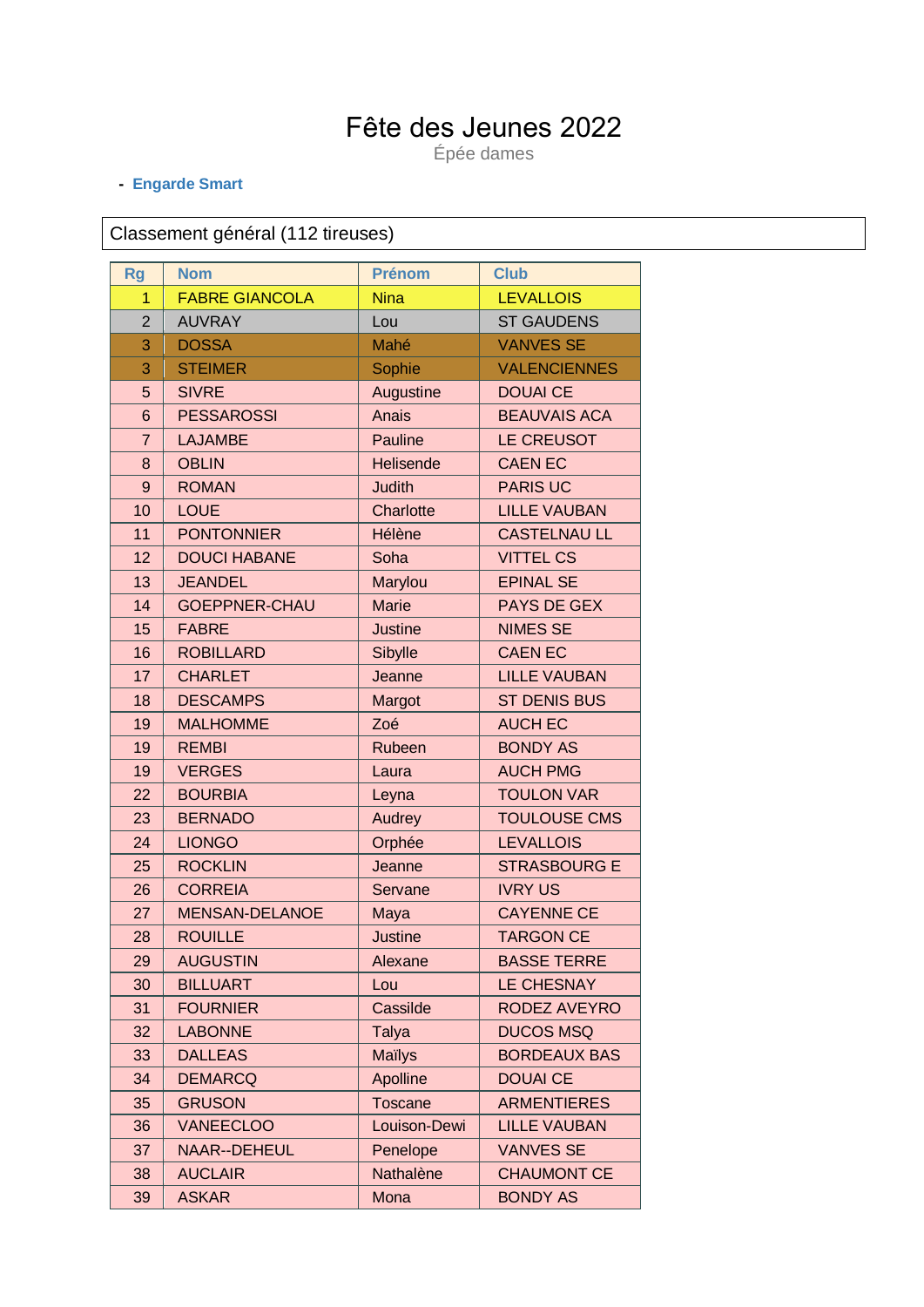# Fête des Jeunes 2022

Épée dames

- **Engarde Smart**

Classement général (112 tireuses)

| Rg | Nom | Prénom | Club |
|---|---|---|---|
| 1 | FABRE GIANCOLA | Nina | LEVALLOIS |
| 2 | AUVRAY | Lou | ST GAUDENS |
| 3 | DOSSA | Mahé | VANVES SE |
| 3 | STEIMER | Sophie | VALENCIENNES |
| 5 | SIVRE | Augustine | DOUAI CE |
| 6 | PESSAROSSI | Anais | BEAUVAIS ACA |
| 7 | LAJAMBE | Pauline | LE CREUSOT |
| 8 | OBLIN | Helisende | CAEN EC |
| 9 | ROMAN | Judith | PARIS UC |
| 10 | LOUE | Charlotte | LILLE VAUBAN |
| 11 | PONTONNIER | Hélène | CASTELNAU LL |
| 12 | DOUCI HABANE | Soha | VITTEL CS |
| 13 | JEANDEL | Marylou | EPINAL SE |
| 14 | GOEPPNER-CHAU | Marie | PAYS DE GEX |
| 15 | FABRE | Justine | NIMES SE |
| 16 | ROBILLARD | Sibylle | CAEN EC |
| 17 | CHARLET | Jeanne | LILLE VAUBAN |
| 18 | DESCAMPS | Margot | ST DENIS BUS |
| 19 | MALHOMME | Zoé | AUCH EC |
| 19 | REMBI | Rubeen | BONDY AS |
| 19 | VERGES | Laura | AUCH PMG |
| 22 | BOURBIA | Leyna | TOULON VAR |
| 23 | BERNADO | Audrey | TOULOUSE CMS |
| 24 | LIONGO | Orphée | LEVALLOIS |
| 25 | ROCKLIN | Jeanne | STRASBOURG E |
| 26 | CORREIA | Servane | IVRY US |
| 27 | MENSAN-DELANOE | Maya | CAYENNE CE |
| 28 | ROUILLE | Justine | TARGON CE |
| 29 | AUGUSTIN | Alexane | BASSE TERRE |
| 30 | BILLUART | Lou | LE CHESNAY |
| 31 | FOURNIER | Cassilde | RODEZ AVEYRO |
| 32 | LABONNE | Talya | DUCOS MSQ |
| 33 | DALLEAS | Maïlys | BORDEAUX BAS |
| 34 | DEMARCQ | Apolline | DOUAI CE |
| 35 | GRUSON | Toscane | ARMENTIERES |
| 36 | VANEECLOO | Louison-Dewi | LILLE VAUBAN |
| 37 | NAAR--DEHEUL | Penelope | VANVES SE |
| 38 | AUCLAIR | Nathalène | CHAUMONT CE |
| 39 | ASKAR | Mona | BONDY AS |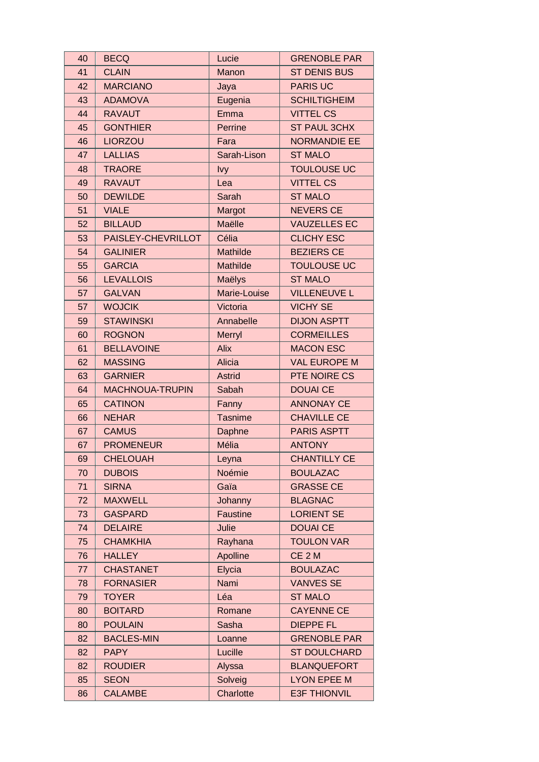| 40 | BECQ | Lucie | GRENOBLE PAR |
|---|---|---|---|
| 41 | CLAIN | Manon | ST DENIS BUS |
| 42 | MARCIANO | Jaya | PARIS UC |
| 43 | ADAMOVA | Eugenia | SCHILTIGHEIM |
| 44 | RAVAUT | Emma | VITTEL CS |
| 45 | GONTHIER | Perrine | ST PAUL 3CHX |
| 46 | LIORZOU | Fara | NORMANDIE EE |
| 47 | LALLIAS | Sarah-Lison | ST MALO |
| 48 | TRAORE | Ivy | TOULOUSE UC |
| 49 | RAVAUT | Lea | VITTEL CS |
| 50 | DEWILDE | Sarah | ST MALO |
| 51 | VIALE | Margot | NEVERS CE |
| 52 | BILLAUD | Maëlle | VAUZELLES EC |
| 53 | PAISLEY-CHEVRILLOT | Célia | CLICHY ESC |
| 54 | GALINIER | Mathilde | BEZIERS CE |
| 55 | GARCIA | Mathilde | TOULOUSE UC |
| 56 | LEVALLOIS | Maëlys | ST MALO |
| 57 | GALVAN | Marie-Louise | VILLENEUVE L |
| 57 | WOJCIK | Victoria | VICHY SE |
| 59 | STAWINSKI | Annabelle | DIJON ASPTT |
| 60 | ROGNON | Merryl | CORMEILLES |
| 61 | BELLAVOINE | Alix | MACON ESC |
| 62 | MASSING | Alicia | VAL EUROPE M |
| 63 | GARNIER | Astrid | PTE NOIRE CS |
| 64 | MACHNOUA-TRUPIN | Sabah | DOUAI CE |
| 65 | CATINON | Fanny | ANNONAY CE |
| 66 | NEHAR | Tasnime | CHAVILLE CE |
| 67 | CAMUS | Daphne | PARIS ASPTT |
| 67 | PROMENEUR | Mélia | ANTONY |
| 69 | CHELOUAH | Leyna | CHANTILLY CE |
| 70 | DUBOIS | Noémie | BOULAZAC |
| 71 | SIRNA | Gaïa | GRASSE CE |
| 72 | MAXWELL | Johanny | BLAGNAC |
| 73 | GASPARD | Faustine | LORIENT SE |
| 74 | DELAIRE | Julie | DOUAI CE |
| 75 | CHAMKHIA | Rayhana | TOULON VAR |
| 76 | HALLEY | Apolline | CE 2 M |
| 77 | CHASTANET | Elycia | BOULAZAC |
| 78 | FORNASIER | Nami | VANVES SE |
| 79 | TOYER | Léa | ST MALO |
| 80 | BOITARD | Romane | CAYENNE CE |
| 80 | POULAIN | Sasha | DIEPPE FL |
| 82 | BACLES-MIN | Loanne | GRENOBLE PAR |
| 82 | PAPY | Lucille | ST DOULCHARD |
| 82 | ROUDIER | Alyssa | BLANQUEFORT |
| 85 | SEON | Solveig | LYON EPEE M |
| 86 | CALAMBE | Charlotte | E3F THIONVIL |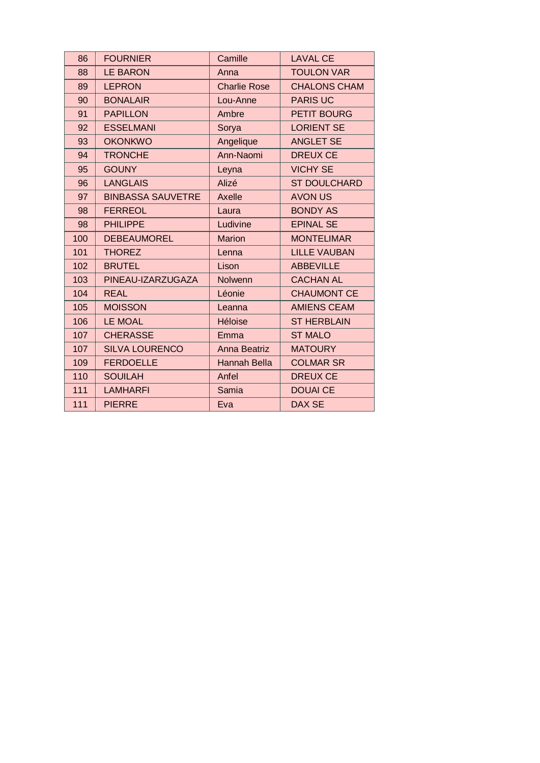| | | | |
|---|---|---|---|
| 86 | FOURNIER | Camille | LAVAL CE |
| 88 | LE BARON | Anna | TOULON VAR |
| 89 | LEPRON | Charlie Rose | CHALONS CHAM |
| 90 | BONALAIR | Lou-Anne | PARIS UC |
| 91 | PAPILLON | Ambre | PETIT BOURG |
| 92 | ESSELMANI | Sorya | LORIENT SE |
| 93 | OKONKWO | Angelique | ANGLET SE |
| 94 | TRONCHE | Ann-Naomi | DREUX CE |
| 95 | GOUNY | Leyna | VICHY SE |
| 96 | LANGLAIS | Alizé | ST DOULCHARD |
| 97 | BINBASSA SAUVETRE | Axelle | AVON US |
| 98 | FERREOL | Laura | BONDY AS |
| 98 | PHILIPPE | Ludivine | EPINAL SE |
| 100 | DEBEAUMOREL | Marion | MONTELIMAR |
| 101 | THOREZ | Lenna | LILLE VAUBAN |
| 102 | BRUTEL | Lison | ABBEVILLE |
| 103 | PINEAU-IZARZUGAZA | Nolwenn | CACHAN AL |
| 104 | REAL | Léonie | CHAUMONT CE |
| 105 | MOISSON | Leanna | AMIENS CEAM |
| 106 | LE MOAL | Héloise | ST HERBLAIN |
| 107 | CHERASSE | Emma | ST MALO |
| 107 | SILVA LOURENCO | Anna Beatriz | MATOURY |
| 109 | FERDOELLE | Hannah Bella | COLMAR SR |
| 110 | SOUILAH | Anfel | DREUX CE |
| 111 | LAMHARFI | Samia | DOUAI CE |
| 111 | PIERRE | Eva | DAX SE |